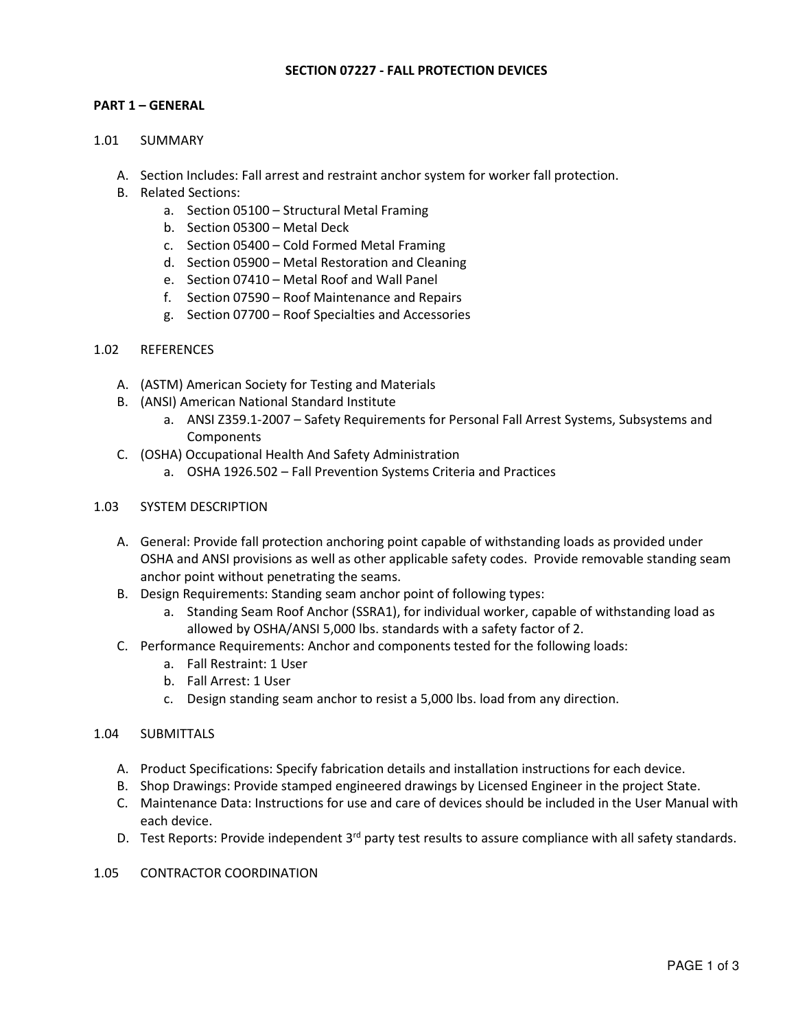# SECTION 07227 - FALL PROTECTION DEVICES

## PART 1 – GENERAL

### 1.01 SUMMARY

A. Section Includes: Fall arrest and restraint anchor system for worker fall protection.

B. Related Sections:
  - a. Section 05100 – Structural Metal Framing
  - b. Section 05300 – Metal Deck
  - c. Section 05400 – Cold Formed Metal Framing
  - d. Section 05900 – Metal Restoration and Cleaning
  - e. Section 07410 – Metal Roof and Wall Panel
  - f. Section 07590 – Roof Maintenance and Repairs
  - g. Section 07700 – Roof Specialties and Accessories

### 1.02 REFERENCES

A. (ASTM) American Society for Testing and Materials

B. (ANSI) American National Standard Institute
  - a. ANSI Z359.1-2007 – Safety Requirements for Personal Fall Arrest Systems, Subsystems and Components

C. (OSHA) Occupational Health And Safety Administration
  - a. OSHA 1926.502 – Fall Prevention Systems Criteria and Practices

### 1.03 SYSTEM DESCRIPTION

A. General: Provide fall protection anchoring point capable of withstanding loads as provided under OSHA and ANSI provisions as well as other applicable safety codes. Provide removable standing seam anchor point without penetrating the seams.

B. Design Requirements: Standing seam anchor point of following types:
  - a. Standing Seam Roof Anchor (SSRA1), for individual worker, capable of withstanding load as allowed by OSHA/ANSI 5,000 lbs. standards with a safety factor of 2.

C. Performance Requirements: Anchor and components tested for the following loads:
  - a. Fall Restraint: 1 User
  - b. Fall Arrest: 1 User
  - c. Design standing seam anchor to resist a 5,000 lbs. load from any direction.

### 1.04 SUBMITTALS

A. Product Specifications: Specify fabrication details and installation instructions for each device.

B. Shop Drawings: Provide stamped engineered drawings by Licensed Engineer in the project State.

C. Maintenance Data: Instructions for use and care of devices should be included in the User Manual with each device.

D. Test Reports: Provide independent 3rd party test results to assure compliance with all safety standards.

### 1.05 CONTRACTOR COORDINATION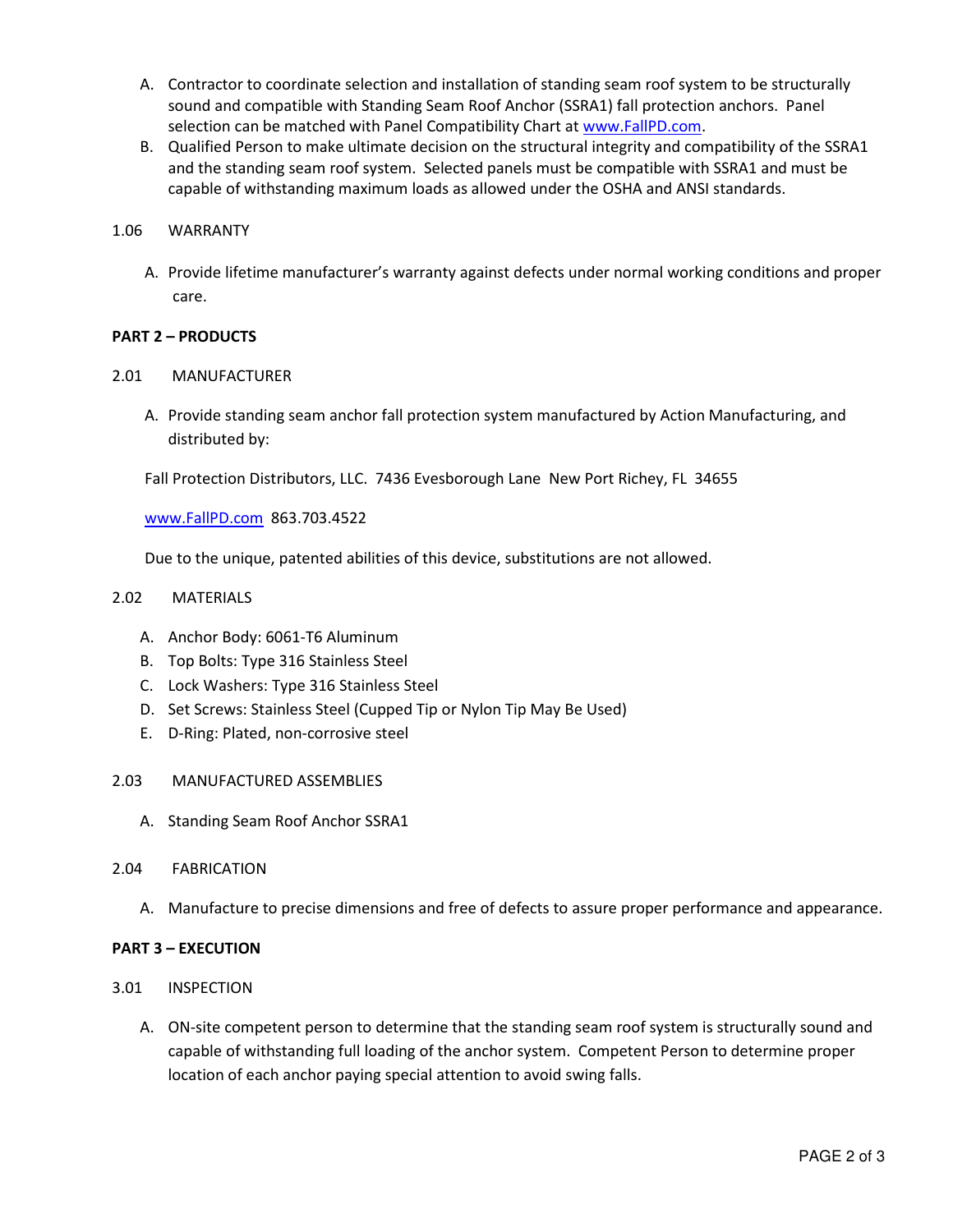A. Contractor to coordinate selection and installation of standing seam roof system to be structurally sound and compatible with Standing Seam Roof Anchor (SSRA1) fall protection anchors. Panel selection can be matched with Panel Compatibility Chart at [www.FallPD.com](http://www.FallPD.com).

B. Qualified Person to make ultimate decision on the structural integrity and compatibility of the SSRA1 and the standing seam roof system. Selected panels must be compatible with SSRA1 and must be capable of withstanding maximum loads as allowed under the OSHA and ANSI standards.

1.06 WARRANTY

A. Provide lifetime manufacturer's warranty against defects under normal working conditions and proper care.

**PART 2 – PRODUCTS**

2.01 MANUFACTURER

A. Provide standing seam anchor fall protection system manufactured by Action Manufacturing, and distributed by:

Fall Protection Distributors, LLC. 7436 Evesborough Lane New Port Richey, FL 34655

[www.FallPD.com](http://www.FallPD.com) 863.703.4522

Due to the unique, patented abilities of this device, substitutions are not allowed.

2.02 MATERIALS

A. Anchor Body: 6061-T6 Aluminum
B. Top Bolts: Type 316 Stainless Steel
C. Lock Washers: Type 316 Stainless Steel
D. Set Screws: Stainless Steel (Cupped Tip or Nylon Tip May Be Used)
E. D-Ring: Plated, non-corrosive steel

2.03 MANUFACTURED ASSEMBLIES

A. Standing Seam Roof Anchor SSRA1

2.04 FABRICATION

A. Manufacture to precise dimensions and free of defects to assure proper performance and appearance.

**PART 3 – EXECUTION**

3.01 INSPECTION

A. ON-site competent person to determine that the standing seam roof system is structurally sound and capable of withstanding full loading of the anchor system. Competent Person to determine proper location of each anchor paying special attention to avoid swing falls.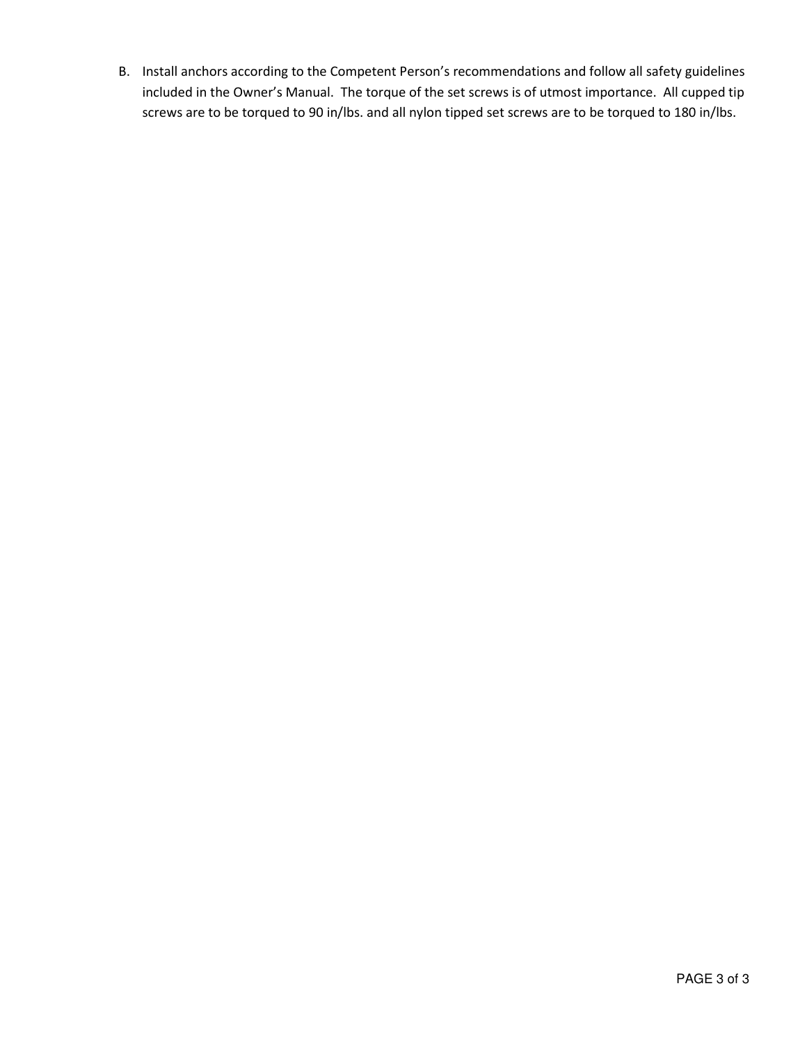B. Install anchors according to the Competent Person's recommendations and follow all safety guidelines included in the Owner's Manual. The torque of the set screws is of utmost importance. All cupped tip screws are to be torqued to 90 in/lbs. and all nylon tipped set screws are to be torqued to 180 in/lbs.